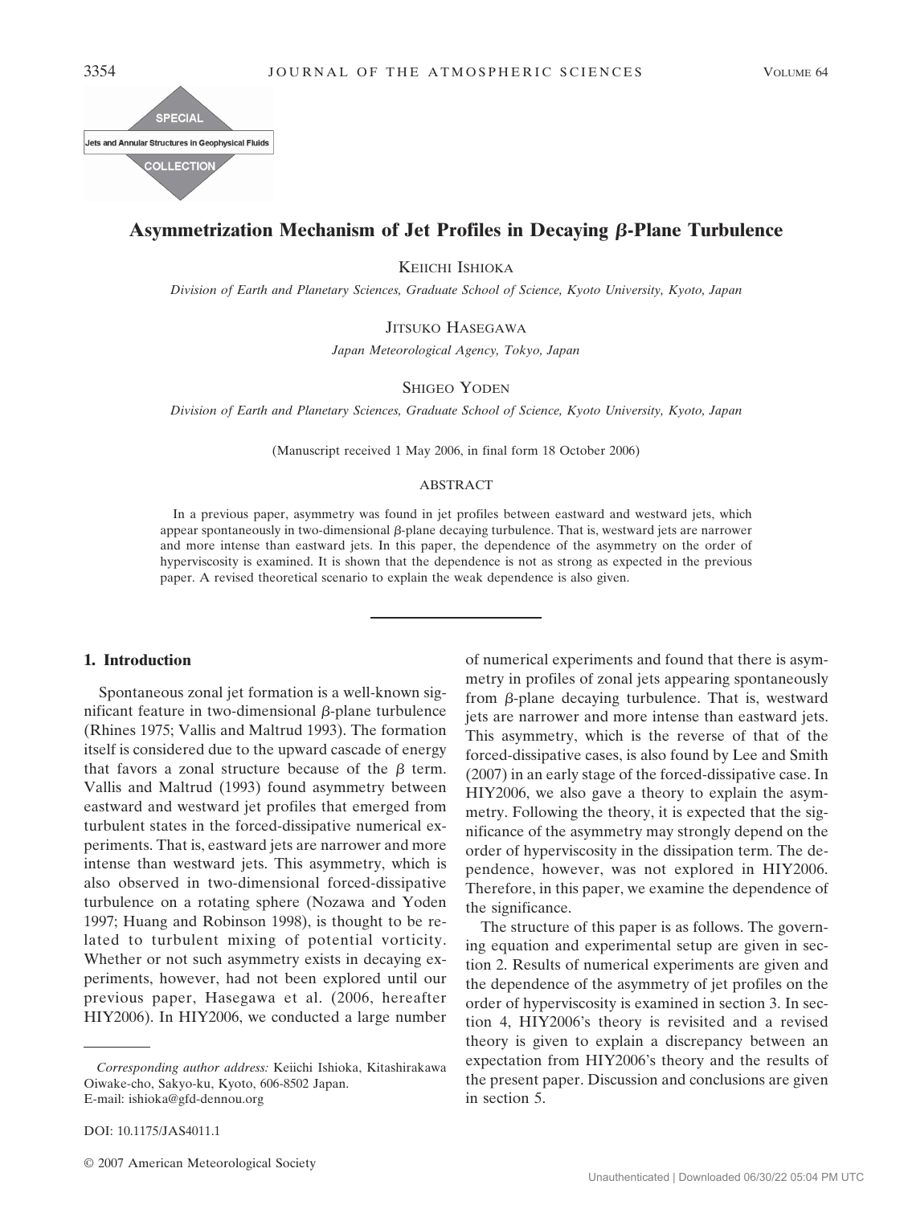# Asymmetrization Mechanism of Jet Profiles in Decaying β-Plane Turbulence

KEIICHI ISHIOKA

*Division of Earth and Planetary Sciences, Graduate School of Science, Kyoto University, Kyoto, Japan*

JITSUKO HASEGAWA

*Japan Meteorological Agency, Tokyo, Japan*

SHIGEO YODEN

*Division of Earth and Planetary Sciences, Graduate School of Science, Kyoto University, Kyoto, Japan*

(Manuscript received 1 May 2006, in final form 18 October 2006)

## ABSTRACT

In a previous paper, asymmetry was found in jet profiles between eastward and westward jets, which appear spontaneously in two-dimensional β-plane decaying turbulence. That is, westward jets are narrower and more intense than eastward jets. In this paper, the dependence of the asymmetry on the order of hyperviscosity is examined. It is shown that the dependence is not as strong as expected in the previous paper. A revised theoretical scenario to explain the weak dependence is also given.

## 1. Introduction

Spontaneous zonal jet formation is a well-known significant feature in two-dimensional β-plane turbulence (Rhines 1975; Vallis and Maltrud 1993). The formation itself is considered due to the upward cascade of energy that favors a zonal structure because of the β term. Vallis and Maltrud (1993) found asymmetry between eastward and westward jet profiles that emerged from turbulent states in the forced-dissipative numerical experiments. That is, eastward jets are narrower and more intense than westward jets. This asymmetry, which is also observed in two-dimensional forced-dissipative turbulence on a rotating sphere (Nozawa and Yoden 1997; Huang and Robinson 1998), is thought to be related to turbulent mixing of potential vorticity. Whether or not such asymmetry exists in decaying experiments, however, had not been explored until our previous paper, Hasegawa et al. (2006, hereafter HIY2006). In HIY2006, we conducted a large number of numerical experiments and found that there is asymmetry in profiles of zonal jets appearing spontaneously from β-plane decaying turbulence. That is, westward jets are narrower and more intense than eastward jets. This asymmetry, which is the reverse of that of the forced-dissipative cases, is also found by Lee and Smith (2007) in an early stage of the forced-dissipative case. In HIY2006, we also gave a theory to explain the asymmetry. Following the theory, it is expected that the significance of the asymmetry may strongly depend on the order of hyperviscosity in the dissipation term. The dependence, however, was not explored in HIY2006. Therefore, in this paper, we examine the dependence of the significance.

The structure of this paper is as follows. The governing equation and experimental setup are given in section 2. Results of numerical experiments are given and the dependence of the asymmetry of jet profiles on the order of hyperviscosity is examined in section 3. In section 4, HIY2006's theory is revisited and a revised theory is given to explain a discrepancy between an expectation from HIY2006's theory and the results of the present paper. Discussion and conclusions are given in section 5.

*Corresponding author address:* Keiichi Ishioka, Kitashirakawa Oiwake-cho, Sakyo-ku, Kyoto, 606-8502 Japan.
E-mail: ishioka@gfd-dennou.org

DOI: 10.1175/JAS4011.1

© 2007 American Meteorological Society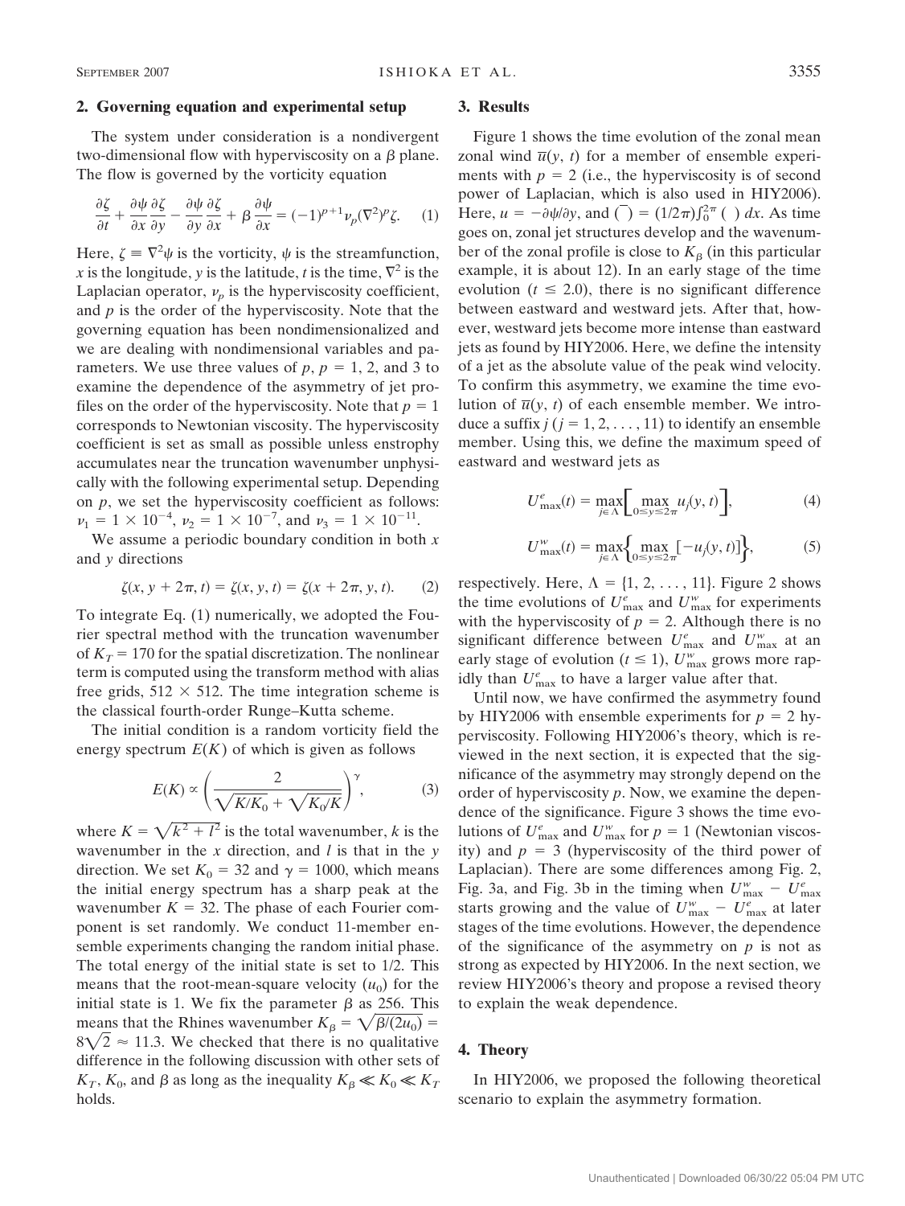## 2. Governing equation and experimental setup

The system under consideration is a nondivergent two-dimensional flow with hyperviscosity on a $\beta$ plane. The flow is governed by the vorticity equation

$$\frac{\partial \zeta}{\partial t} + \frac{\partial \psi}{\partial x}\frac{\partial \zeta}{\partial y} - \frac{\partial \psi}{\partial y}\frac{\partial \zeta}{\partial x} + \beta \frac{\partial \psi}{\partial x} = (-1)^{p+1}\nu_p(\nabla^2)^p \zeta. \quad (1)$$

Here, $\zeta \equiv \nabla^2 \psi$ is the vorticity, $\psi$ is the streamfunction, $x$ is the longitude, $y$ is the latitude, $t$ is the time, $\nabla^2$ is the Laplacian operator, $\nu_p$ is the hyperviscosity coefficient, and $p$ is the order of the hyperviscosity. Note that the governing equation has been nondimensionalized and we are dealing with nondimensional variables and parameters. We use three values of $p$, $p = 1$, 2, and 3 to examine the dependence of the asymmetry of jet profiles on the order of the hyperviscosity. Note that $p = 1$ corresponds to Newtonian viscosity. The hyperviscosity coefficient is set as small as possible unless enstrophy accumulates near the truncation wavenumber unphysically with the following experimental setup. Depending on $p$, we set the hyperviscosity coefficient as follows: $\nu_1 = 1 \times 10^{-4}$, $\nu_2 = 1 \times 10^{-7}$, and $\nu_3 = 1 \times 10^{-11}$.

We assume a periodic boundary condition in both $x$ and $y$ directions

$$\zeta(x, y + 2\pi, t) = \zeta(x, y, t) = \zeta(x + 2\pi, y, t). \quad (2)$$

To integrate Eq. (1) numerically, we adopted the Fourier spectral method with the truncation wavenumber of $K_T = 170$ for the spatial discretization. The nonlinear term is computed using the transform method with alias free grids, $512 \times 512$. The time integration scheme is the classical fourth-order Runge–Kutta scheme.

The initial condition is a random vorticity field the energy spectrum $E(K)$ of which is given as follows

$$E(K) \propto \left(\frac{2}{\sqrt{K/K_0} + \sqrt{K_0/K}}\right)^{\gamma}, \quad (3)$$

where $K = \sqrt{k^2 + l^2}$ is the total wavenumber, $k$ is the wavenumber in the $x$ direction, and $l$ is that in the $y$ direction. We set $K_0 = 32$ and $\gamma = 1000$, which means the initial energy spectrum has a sharp peak at the wavenumber $K = 32$. The phase of each Fourier component is set randomly. We conduct 11-member ensemble experiments changing the random initial phase. The total energy of the initial state is set to 1/2. This means that the root-mean-square velocity ($u_0$) for the initial state is 1. We fix the parameter $\beta$ as 256. This means that the Rhines wavenumber $K_\beta = \sqrt{\beta/(2u_0)} = 8\sqrt{2} \approx 11.3$. We checked that there is no qualitative difference in the following discussion with other sets of $K_T$, $K_0$, and $\beta$ as long as the inequality $K_\beta \ll K_0 \ll K_T$ holds.

## 3. Results

Figure 1 shows the time evolution of the zonal mean zonal wind $\overline{u}(y, t)$ for a member of ensemble experiments with $p = 2$ (i.e., the hyperviscosity is of second power of Laplacian, which is also used in HIY2006). Here, $u = -\partial\psi/\partial y$, and $\overline{(\ )} = (1/2\pi)\int_0^{2\pi} (\ )\, dx$. As time goes on, zonal jet structures develop and the wavenumber of the zonal profile is close to $K_\beta$ (in this particular example, it is about 12). In an early stage of the time evolution ($t \leq 2.0$), there is no significant difference between eastward and westward jets. After that, however, westward jets become more intense than eastward jets as found by HIY2006. Here, we define the intensity of a jet as the absolute value of the peak wind velocity. To confirm this asymmetry, we examine the time evolution of $\overline{u}(y, t)$ of each ensemble member. We introduce a suffix $j$ ($j = 1, 2, \ldots, 11$) to identify an ensemble member. Using this, we define the maximum speed of eastward and westward jets as

$$U^e_{\max}(t) = \max_{j \in \Lambda}\left[\max_{0 \leq y \leq 2\pi} u_j(y, t)\right], \quad (4)$$

$$U^w_{\max}(t) = \max_{j \in \Lambda}\left\{\max_{0 \leq y \leq 2\pi} [-u_j(y, t)]\right\}, \quad (5)$$

respectively. Here, $\Lambda = \{1, 2, \ldots, 11\}$. Figure 2 shows the time evolutions of $U^e_{\max}$ and $U^w_{\max}$ for experiments with the hyperviscosity of $p = 2$. Although there is no significant difference between $U^e_{\max}$ and $U^w_{\max}$ at an early stage of evolution ($t \leq 1$), $U^w_{\max}$ grows more rapidly than $U^e_{\max}$ to have a larger value after that.

Until now, we have confirmed the asymmetry found by HIY2006 with ensemble experiments for $p = 2$ hyperviscosity. Following HIY2006's theory, which is reviewed in the next section, it is expected that the significance of the asymmetry may strongly depend on the order of hyperviscosity $p$. Now, we examine the dependence of the significance. Figure 3 shows the time evolutions of $U^e_{\max}$ and $U^w_{\max}$ for $p = 1$ (Newtonian viscosity) and $p = 3$ (hyperviscosity of the third power of Laplacian). There are some differences among Fig. 2, Fig. 3a, and Fig. 3b in the timing when $U^w_{\max} - U^e_{\max}$ starts growing and the value of $U^w_{\max} - U^e_{\max}$ at later stages of the time evolutions. However, the dependence of the significance of the asymmetry on $p$ is not as strong as expected by HIY2006. In the next section, we review HIY2006's theory and propose a revised theory to explain the weak dependence.

## 4. Theory

In HIY2006, we proposed the following theoretical scenario to explain the asymmetry formation.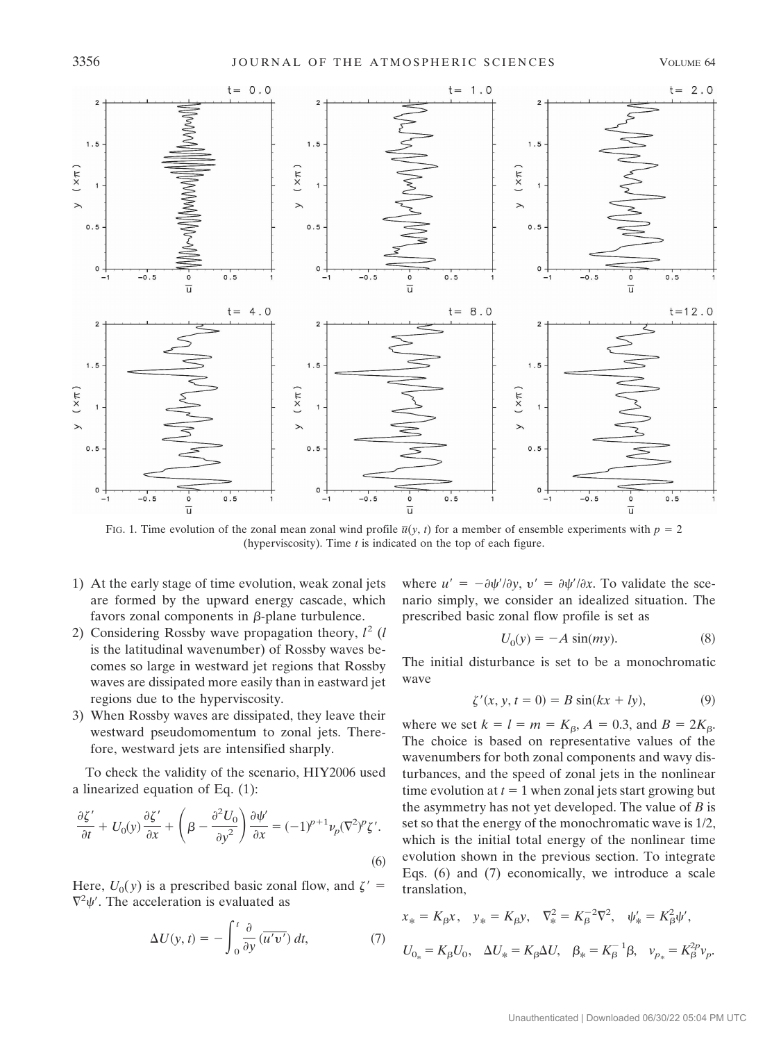FIG. 1. Time evolution of the zonal mean zonal wind profile $\overline{u}(y, t)$ for a member of ensemble experiments with $p = 2$ (hyperviscosity). Time $t$ is indicated on the top of each figure.

1) At the early stage of time evolution, weak zonal jets are formed by the upward energy cascade, which favors zonal components in $\beta$-plane turbulence.
2) Considering Rossby wave propagation theory, $l^2$ ($l$ is the latitudinal wavenumber) of Rossby waves becomes so large in westward jet regions that Rossby waves are dissipated more easily than in eastward jet regions due to the hyperviscosity.
3) When Rossby waves are dissipated, they leave their westward pseudomomentum to zonal jets. Therefore, westward jets are intensified sharply.

To check the validity of the scenario, HIY2006 used a linearized equation of Eq. (1):

$$\frac{\partial \zeta'}{\partial t} + U_0(y)\frac{\partial \zeta'}{\partial x} + \left(\beta - \frac{\partial^2 U_0}{\partial y^2}\right)\frac{\partial \psi'}{\partial x} = (-1)^{p+1}\nu_p(\nabla^2)^p\zeta'. \tag{6}$$

Here, $U_0(y)$ is a prescribed basic zonal flow, and $\zeta' = \nabla^2\psi'$. The acceleration is evaluated as

$$\Delta U(y, t) = -\int_0^t \frac{\partial}{\partial y}(\overline{u'v'})\,dt, \tag{7}$$

where $u' = -\partial\psi'/\partial y$, $v' = \partial\psi'/\partial x$. To validate the scenario simply, we consider an idealized situation. The prescribed basic zonal flow profile is set as

$$U_0(y) = -A\sin(my). \tag{8}$$

The initial disturbance is set to be a monochromatic wave

$$\zeta'(x, y, t = 0) = B\sin(kx + ly), \tag{9}$$

where we set $k = l = m = K_\beta$, $A = 0.3$, and $B = 2K_\beta$. The choice is based on representative values of the wavenumbers for both zonal components and wavy disturbances, and the speed of zonal jets in the nonlinear time evolution at $t = 1$ when zonal jets start growing but the asymmetry has not yet developed. The value of $B$ is set so that the energy of the monochromatic wave is 1/2, which is the initial total energy of the nonlinear time evolution shown in the previous section. To integrate Eqs. (6) and (7) economically, we introduce a scale translation,

$$x_* = K_\beta x, \quad y_* = K_\beta y, \quad \nabla_*^2 = K_\beta^{-2}\nabla^2, \quad \psi_*' = K_\beta^2\psi',$$

$$U_{0_*} = K_\beta U_0, \quad \Delta U_* = K_\beta \Delta U, \quad \beta_* = K_\beta^{-1}\beta, \quad \nu_{p_*} = K_\beta^{2p}\nu_p.$$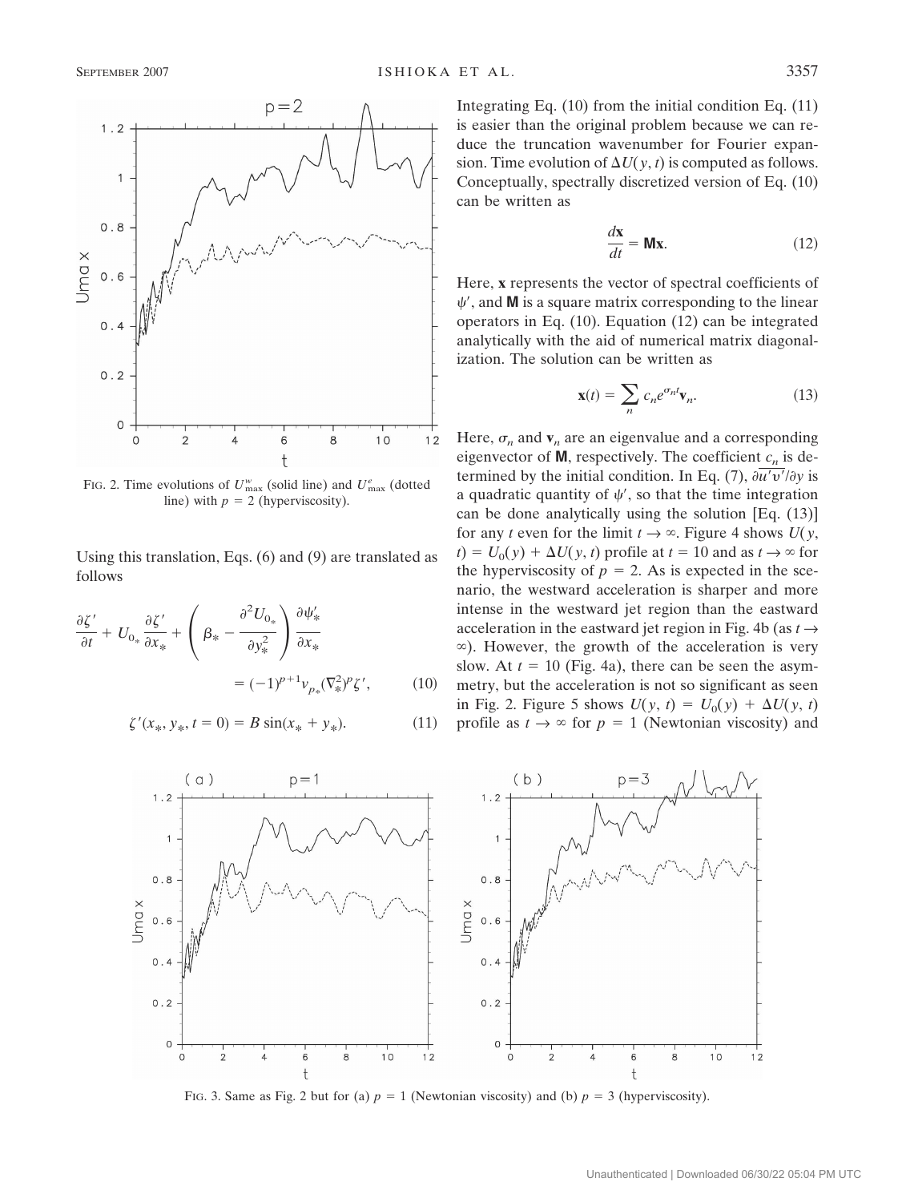FIG. 2. Time evolutions of $U^w_{\max}$ (solid line) and $U^e_{\max}$ (dotted line) with $p = 2$ (hyperviscosity).

Using this translation, Eqs. (6) and (9) are translated as follows

$$\frac{\partial \zeta'}{\partial t} + U_{0_*}\frac{\partial \zeta'}{\partial x_*} + \left(\beta_* - \frac{\partial^2 U_{0_*}}{\partial y_*^2}\right)\frac{\partial \psi'_*}{\partial x_*} = (-1)^{p+1}\nu_{p_*}(\nabla_*^2)^p\zeta', \tag{10}$$

$$\zeta'(x_*, y_*, t = 0) = B\sin(x_* + y_*). \tag{11}$$

Integrating Eq. (10) from the initial condition Eq. (11) is easier than the original problem because we can reduce the truncation wavenumber for Fourier expansion. Time evolution of $\Delta U(y, t)$ is computed as follows. Conceptually, spectrally discretized version of Eq. (10) can be written as

$$\frac{d\mathbf{x}}{dt} = \mathbf{M}\mathbf{x}. \tag{12}$$

Here, $\mathbf{x}$ represents the vector of spectral coefficients of $\psi'$, and $\mathbf{M}$ is a square matrix corresponding to the linear operators in Eq. (10). Equation (12) can be integrated analytically with the aid of numerical matrix diagonalization. The solution can be written as

$$\mathbf{x}(t) = \sum_n c_n e^{\sigma_n t}\mathbf{v}_n. \tag{13}$$

Here, $\sigma_n$ and $\mathbf{v}_n$ are an eigenvalue and a corresponding eigenvector of $\mathbf{M}$, respectively. The coefficient $c_n$ is determined by the initial condition. In Eq. (7), $\partial\overline{u'v'}/\partial y$ is a quadratic quantity of $\psi'$, so that the time integration can be done analytically using the solution [Eq. (13)] for any $t$ even for the limit $t \to \infty$. Figure 4 shows $U(y, t) = U_0(y) + \Delta U(y, t)$ profile at $t = 10$ and as $t \to \infty$ for the hyperviscosity of $p = 2$. As is expected in the scenario, the westward acceleration is sharper and more intense in the westward jet region than the eastward acceleration in the eastward jet region in Fig. 4b (as $t \to \infty$). However, the growth of the acceleration is very slow. At $t = 10$ (Fig. 4a), there can be seen the asymmetry, but the acceleration is not so significant as seen in Fig. 2. Figure 5 shows $U(y, t) = U_0(y) + \Delta U(y, t)$ profile as $t \to \infty$ for $p = 1$ (Newtonian viscosity) and

FIG. 3. Same as Fig. 2 but for (a) $p = 1$ (Newtonian viscosity) and (b) $p = 3$ (hyperviscosity).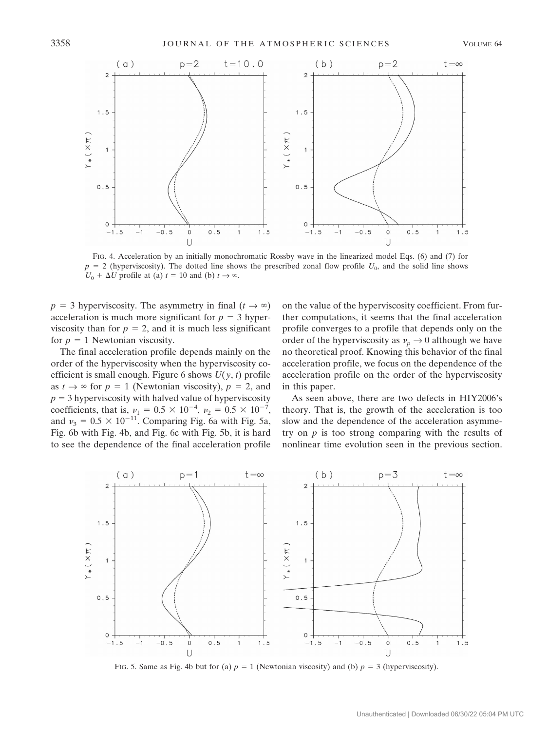FIG. 4. Acceleration by an initially monochromatic Rossby wave in the linearized model Eqs. (6) and (7) for $p = 2$ (hyperviscosity). The dotted line shows the prescribed zonal flow profile $U_0$, and the solid line shows $U_0 + \Delta U$ profile at (a) $t = 10$ and (b) $t \to \infty$.

$p = 3$ hyperviscosity. The asymmetry in final ($t \to \infty$) acceleration is much more significant for $p = 3$ hyperviscosity than for $p = 2$, and it is much less significant for $p = 1$ Newtonian viscosity.

The final acceleration profile depends mainly on the order of the hyperviscosity when the hyperviscosity coefficient is small enough. Figure 6 shows $U(y, t)$ profile as $t \to \infty$ for $p = 1$ (Newtonian viscosity), $p = 2$, and $p = 3$ hyperviscosity with halved value of hyperviscosity coefficients, that is, $\nu_1 = 0.5 \times 10^{-4}$, $\nu_2 = 0.5 \times 10^{-7}$, and $\nu_3 = 0.5 \times 10^{-11}$. Comparing Fig. 6a with Fig. 5a, Fig. 6b with Fig. 4b, and Fig. 6c with Fig. 5b, it is hard to see the dependence of the final acceleration profile on the value of the hyperviscosity coefficient. From further computations, it seems that the final acceleration profile converges to a profile that depends only on the order of the hyperviscosity as $\nu_p \to 0$ although we have no theoretical proof. Knowing this behavior of the final acceleration profile, we focus on the dependence of the acceleration profile on the order of the hyperviscosity in this paper.

As seen above, there are two defects in HIY2006's theory. That is, the growth of the acceleration is too slow and the dependence of the acceleration asymmetry on $p$ is too strong comparing with the results of nonlinear time evolution seen in the previous section.

FIG. 5. Same as Fig. 4b but for (a) $p = 1$ (Newtonian viscosity) and (b) $p = 3$ (hyperviscosity).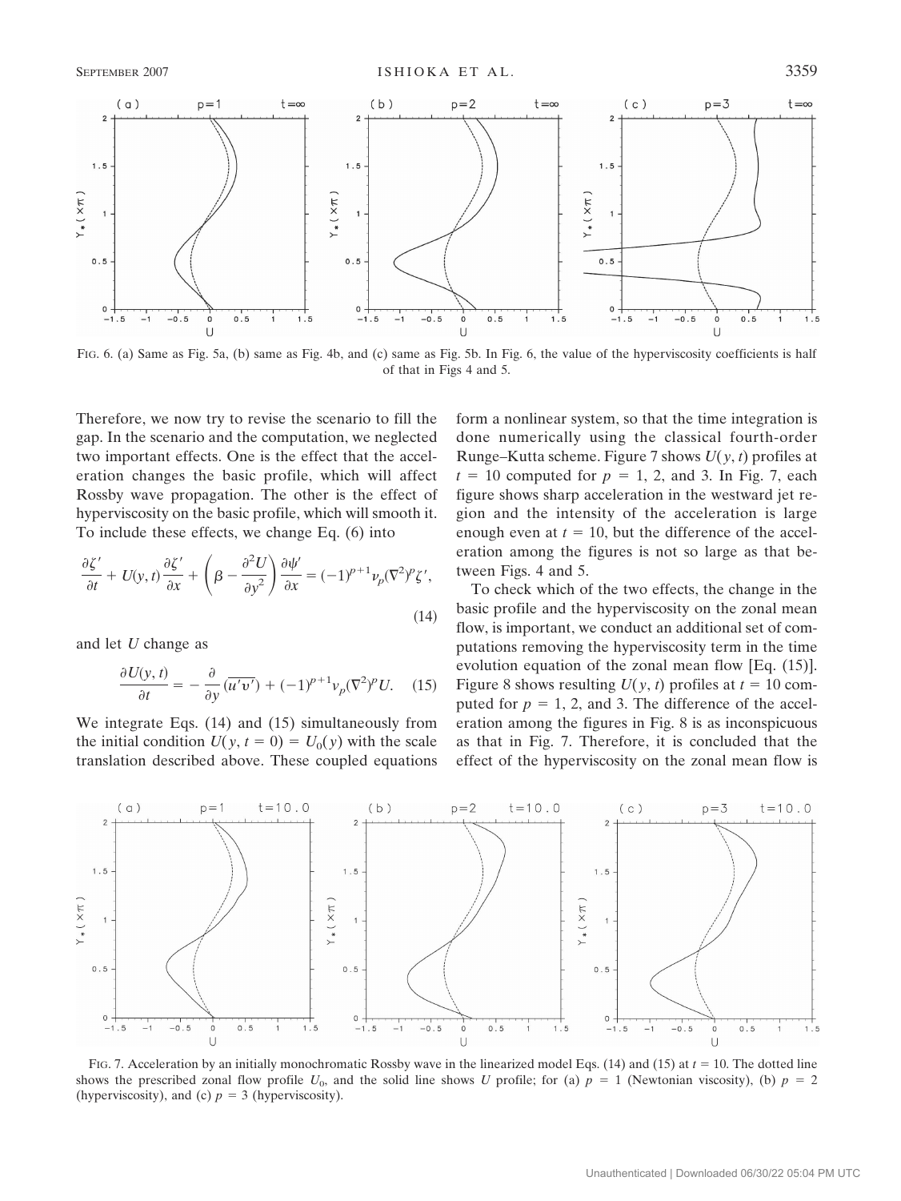FIG. 6. (a) Same as Fig. 5a, (b) same as Fig. 4b, and (c) same as Fig. 5b. In Fig. 6, the value of the hyperviscosity coefficients is half of that in Figs 4 and 5.

Therefore, we now try to revise the scenario to fill the gap. In the scenario and the computation, we neglected two important effects. One is the effect that the acceleration changes the basic profile, which will affect Rossby wave propagation. The other is the effect of hyperviscosity on the basic profile, which will smooth it. To include these effects, we change Eq. (6) into

$$\frac{\partial \zeta'}{\partial t} + U(y, t)\frac{\partial \zeta'}{\partial x} + \left(\beta - \frac{\partial^2 U}{\partial y^2}\right)\frac{\partial \psi'}{\partial x} = (-1)^{p+1}\nu_p(\nabla^2)^p\zeta', \tag{14}$$

and let $U$ change as

$$\frac{\partial U(y, t)}{\partial t} = -\frac{\partial}{\partial y}(\overline{u'v'}) + (-1)^{p+1}\nu_p(\nabla^2)^p U. \tag{15}$$

We integrate Eqs. (14) and (15) simultaneously from the initial condition $U(y, t = 0) = U_0(y)$ with the scale translation described above. These coupled equations form a nonlinear system, so that the time integration is done numerically using the classical fourth-order Runge–Kutta scheme. Figure 7 shows $U(y, t)$ profiles at $t = 10$ computed for $p = 1$, 2, and 3. In Fig. 7, each figure shows sharp acceleration in the westward jet region and the intensity of the acceleration is large enough even at $t = 10$, but the difference of the acceleration among the figures is not so large as that between Figs. 4 and 5.

To check which of the two effects, the change in the basic profile and the hyperviscosity on the zonal mean flow, is important, we conduct an additional set of computations removing the hyperviscosity term in the time evolution equation of the zonal mean flow [Eq. (15)]. Figure 8 shows resulting $U(y, t)$ profiles at $t = 10$ computed for $p = 1$, 2, and 3. The difference of the acceleration among the figures in Fig. 8 is as inconspicuous as that in Fig. 7. Therefore, it is concluded that the effect of the hyperviscosity on the zonal mean flow is

FIG. 7. Acceleration by an initially monochromatic Rossby wave in the linearized model Eqs. (14) and (15) at $t = 10$. The dotted line shows the prescribed zonal flow profile $U_0$, and the solid line shows $U$ profile; for (a) $p = 1$ (Newtonian viscosity), (b) $p = 2$ (hyperviscosity), and (c) $p = 3$ (hyperviscosity).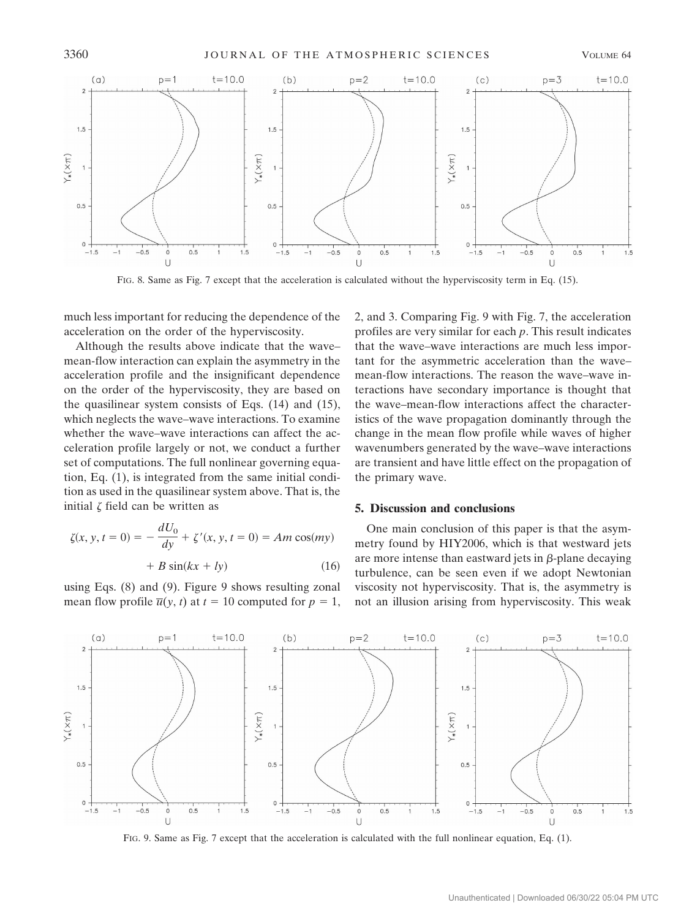FIG. 8. Same as Fig. 7 except that the acceleration is calculated without the hyperviscosity term in Eq. (15).

much less important for reducing the dependence of the acceleration on the order of the hyperviscosity.

Although the results above indicate that the wave–mean-flow interaction can explain the asymmetry in the acceleration profile and the insignificant dependence on the order of the hyperviscosity, they are based on the quasilinear system consists of Eqs. (14) and (15), which neglects the wave–wave interactions. To examine whether the wave–wave interactions can affect the acceleration profile largely or not, we conduct a further set of computations. The full nonlinear governing equation, Eq. (1), is integrated from the same initial condition as used in the quasilinear system above. That is, the initial $\zeta$ field can be written as

$$\zeta(x, y, t = 0) = -\frac{dU_0}{dy} + \zeta'(x, y, t = 0) = Am\cos(my) + B\sin(kx + ly) \tag{16}$$

using Eqs. (8) and (9). Figure 9 shows resulting zonal mean flow profile $\overline{u}(y, t)$ at $t = 10$ computed for $p = 1$, 2, and 3. Comparing Fig. 9 with Fig. 7, the acceleration profiles are very similar for each $p$. This result indicates that the wave–wave interactions are much less important for the asymmetric acceleration than the wave–mean-flow interactions. The reason the wave–wave interactions have secondary importance is thought that the wave–mean-flow interactions affect the characteristics of the wave propagation dominantly through the change in the mean flow profile while waves of higher wavenumbers generated by the wave–wave interactions are transient and have little effect on the propagation of the primary wave.

## 5. Discussion and conclusions

One main conclusion of this paper is that the asymmetry found by HIY2006, which is that westward jets are more intense than eastward jets in $\beta$-plane decaying turbulence, can be seen even if we adopt Newtonian viscosity not hyperviscosity. That is, the asymmetry is not an illusion arising from hyperviscosity. This weak

FIG. 9. Same as Fig. 7 except that the acceleration is calculated with the full nonlinear equation, Eq. (1).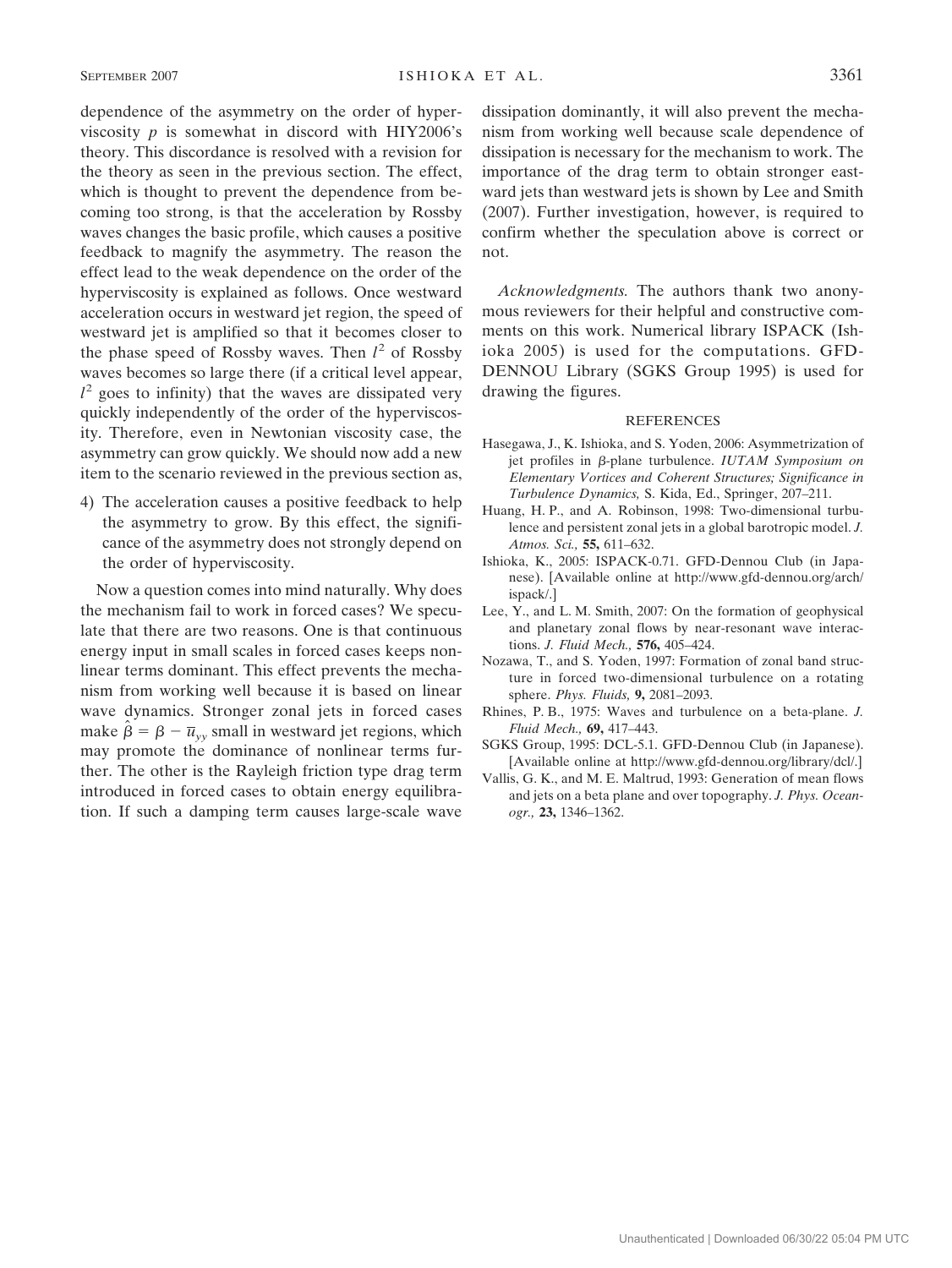dependence of the asymmetry on the order of hyperviscosity $p$ is somewhat in discord with HIY2006's theory. This discordance is resolved with a revision for the theory as seen in the previous section. The effect, which is thought to prevent the dependence from becoming too strong, is that the acceleration by Rossby waves changes the basic profile, which causes a positive feedback to magnify the asymmetry. The reason the effect lead to the weak dependence on the order of the hyperviscosity is explained as follows. Once westward acceleration occurs in westward jet region, the speed of westward jet is amplified so that it becomes closer to the phase speed of Rossby waves. Then $l^2$ of Rossby waves becomes so large there (if a critical level appear, $l^2$ goes to infinity) that the waves are dissipated very quickly independently of the order of the hyperviscosity. Therefore, even in Newtonian viscosity case, the asymmetry can grow quickly. We should now add a new item to the scenario reviewed in the previous section as,

4) The acceleration causes a positive feedback to help the asymmetry to grow. By this effect, the significance of the asymmetry does not strongly depend on the order of hyperviscosity.

Now a question comes into mind naturally. Why does the mechanism fail to work in forced cases? We speculate that there are two reasons. One is that continuous energy input in small scales in forced cases keeps nonlinear terms dominant. This effect prevents the mechanism from working well because it is based on linear wave dynamics. Stronger zonal jets in forced cases make $\hat{\beta} = \beta - \overline{u}_{yy}$ small in westward jet regions, which may promote the dominance of nonlinear terms further. The other is the Rayleigh friction type drag term introduced in forced cases to obtain energy equilibration. If such a damping term causes large-scale wave dissipation dominantly, it will also prevent the mechanism from working well because scale dependence of dissipation is necessary for the mechanism to work. The importance of the drag term to obtain stronger eastward jets than westward jets is shown by Lee and Smith (2007). Further investigation, however, is required to confirm whether the speculation above is correct or not.

*Acknowledgments.* The authors thank two anonymous reviewers for their helpful and constructive comments on this work. Numerical library ISPACK (Ishioka 2005) is used for the computations. GFD-DENNOU Library (SGKS Group 1995) is used for drawing the figures.

## REFERENCES

Hasegawa, J., K. Ishioka, and S. Yoden, 2006: Asymmetrization of jet profiles in β-plane turbulence. *IUTAM Symposium on Elementary Vortices and Coherent Structures; Significance in Turbulence Dynamics,* S. Kida, Ed., Springer, 207–211.

Huang, H. P., and A. Robinson, 1998: Two-dimensional turbulence and persistent zonal jets in a global barotropic model. *J. Atmos. Sci.,* **55,** 611–632.

Ishioka, K., 2005: ISPACK-0.71. GFD-Dennou Club (in Japanese). [Available online at http://www.gfd-dennou.org/arch/ispack/.]

Lee, Y., and L. M. Smith, 2007: On the formation of geophysical and planetary zonal flows by near-resonant wave interactions. *J. Fluid Mech.,* **576,** 405–424.

Nozawa, T., and S. Yoden, 1997: Formation of zonal band structure in forced two-dimensional turbulence on a rotating sphere. *Phys. Fluids,* **9,** 2081–2093.

Rhines, P. B., 1975: Waves and turbulence on a beta-plane. *J. Fluid Mech.,* **69,** 417–443.

SGKS Group, 1995: DCL-5.1. GFD-Dennou Club (in Japanese). [Available online at http://www.gfd-dennou.org/library/dcl/.]

Vallis, G. K., and M. E. Maltrud, 1993: Generation of mean flows and jets on a beta plane and over topography. *J. Phys. Oceanogr.,* **23,** 1346–1362.